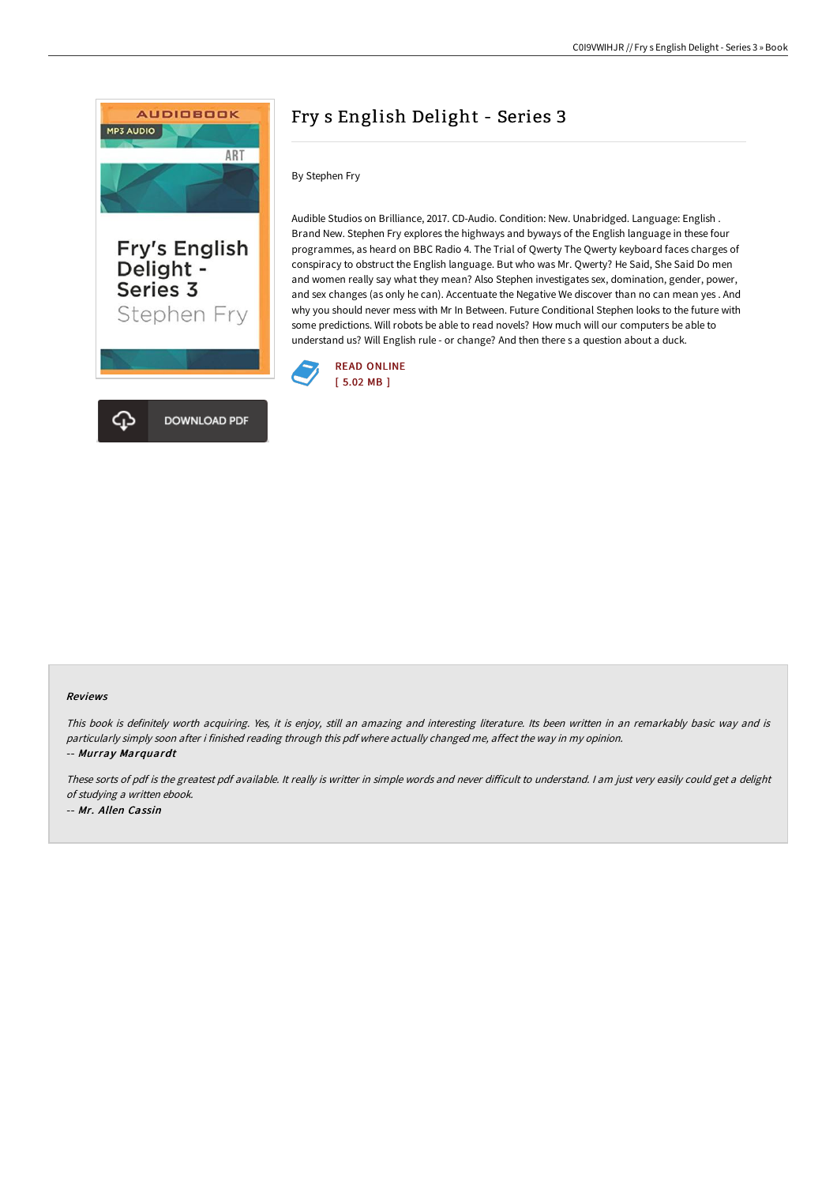# Fry s English Delight - Series 3

By Stephen Fry

Audible Studios on Brilliance, 2017. CD-Audio. Condition: New. Unabridged. Language: English . Brand New. Stephen Fry explores the highways and byways of the English language in these four programmes, as heard on BBC Radio 4. The Trial of Qwerty The Qwerty keyboard faces charges of conspiracy to obstruct the English language. But who was Mr. Qwerty? He Said, She Said Do men and women really say what they mean? Also Stephen investigates sex, domination, gender, power, and sex changes (as only he can). Accentuate the Negative We discover than no can mean yes . And why you should never mess with Mr In Between. Future Conditional Stephen looks to the future with some predictions. Will robots be able to read novels? How much will our computers be able to understand us? Will English rule - or change? And then there s a question about a duck.

READ ONLINE
[ 5.02 MB ]

DOWNLOAD PDF

### Reviews

*This book is definitely worth acquiring. Yes, it is enjoy, still an amazing and interesting literature. Its been written in an remarkably basic way and is particularly simply soon after i finished reading through this pdf where actually changed me, affect the way in my opinion.*

*-- Murray Marquardt*

*These sorts of pdf is the greatest pdf available. It really is writter in simple words and never difficult to understand. I am just very easily could get a delight of studying a written ebook.*

*-- Mr. Allen Cassin*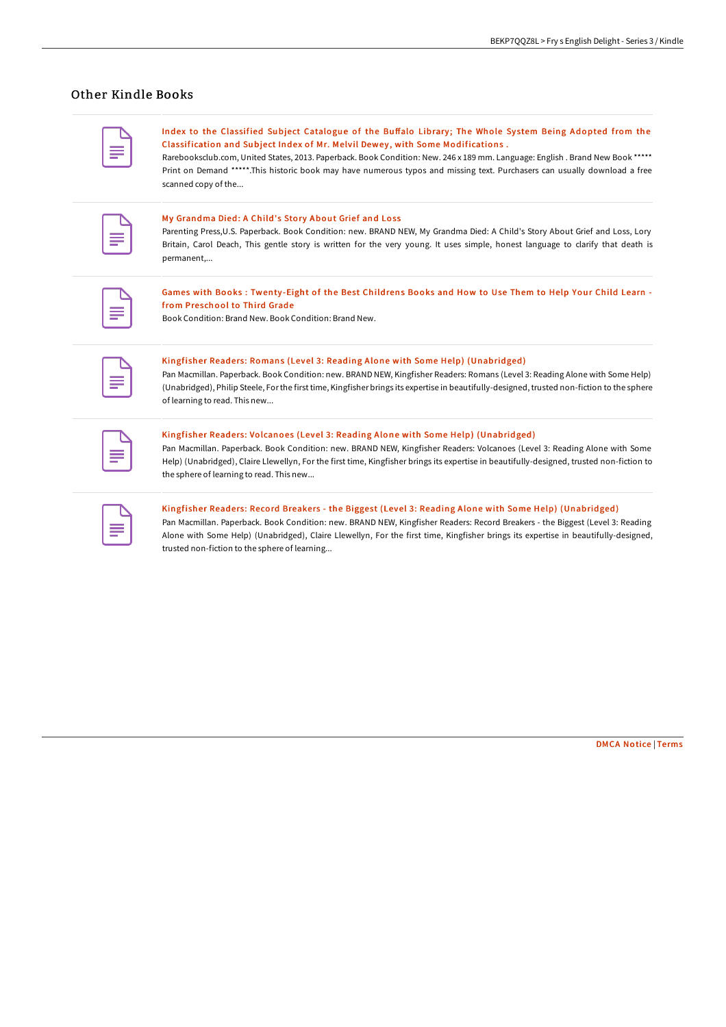## Other Kindle Books

**Index to the Classified Subject Catalogue of the Buffalo Library; The Whole System Being Adopted from the Classification and Subject Index of Mr. Melvil Dewey, with Some Modifications .**

Rarebooksclub.com, United States, 2013. Paperback. Book Condition: New. 246 x 189 mm. Language: English . Brand New Book ***** Print on Demand *****.This historic book may have numerous typos and missing text. Purchasers can usually download a free scanned copy of the...

**My Grandma Died: A Child's Story About Grief and Loss**

Parenting Press,U.S. Paperback. Book Condition: new. BRAND NEW, My Grandma Died: A Child's Story About Grief and Loss, Lory Britain, Carol Deach, This gentle story is written for the very young. It uses simple, honest language to clarify that death is permanent,...

**Games with Books : Twenty-Eight of the Best Childrens Books and How to Use Them to Help Your Child Learn - from Preschool to Third Grade**

Book Condition: Brand New. Book Condition: Brand New.

**Kingfisher Readers: Romans (Level 3: Reading Alone with Some Help) (Unabridged)**

Pan Macmillan. Paperback. Book Condition: new. BRAND NEW, Kingfisher Readers: Romans (Level 3: Reading Alone with Some Help) (Unabridged), Philip Steele, For the first time, Kingfisher brings its expertise in beautifully-designed, trusted non-fiction to the sphere of learning to read. This new...

**Kingfisher Readers: Volcanoes (Level 3: Reading Alone with Some Help) (Unabridged)**

Pan Macmillan. Paperback. Book Condition: new. BRAND NEW, Kingfisher Readers: Volcanoes (Level 3: Reading Alone with Some Help) (Unabridged), Claire Llewellyn, For the first time, Kingfisher brings its expertise in beautifully-designed, trusted non-fiction to the sphere of learning to read. This new...

**Kingfisher Readers: Record Breakers - the Biggest (Level 3: Reading Alone with Some Help) (Unabridged)**

Pan Macmillan. Paperback. Book Condition: new. BRAND NEW, Kingfisher Readers: Record Breakers - the Biggest (Level 3: Reading Alone with Some Help) (Unabridged), Claire Llewellyn, For the first time, Kingfisher brings its expertise in beautifully-designed, trusted non-fiction to the sphere of learning...

DMCA Notice | Terms